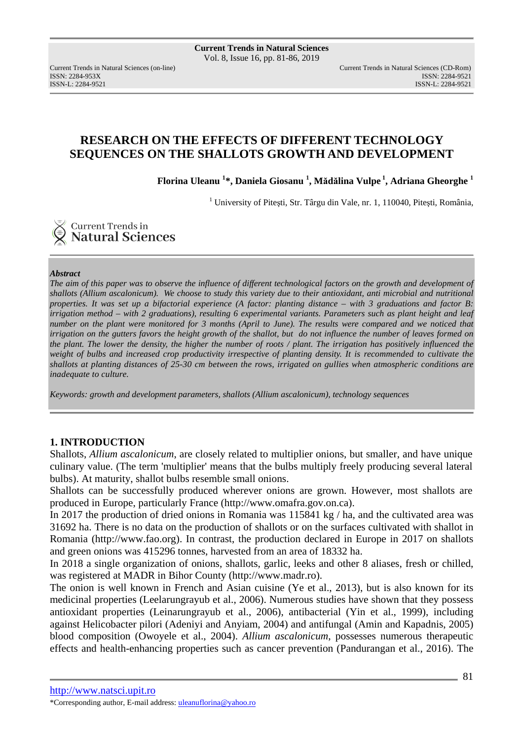# RESEARCH ON THE EFFECTS OF DIFFERENT TECHNOLOGY SEQUENCES ON THE SHALLOTS GROWTH AND DEVELOPMENT

**Florina Uleanu [1]*, Daniela Giosanu [1], Mădălina Vulpe [1], Adriana Gheorghe [1]**

[1] University of Pitești, Str. Târgu din Vale, nr. 1, 110040, Pitești, România,

***Abstract***

*The aim of this paper was to observe the influence of different technological factors on the growth and development of shallots (Allium ascalonicum). We choose to study this variety due to their antioxidant, anti microbial and nutritional properties. It was set up a bifactorial experience (A factor: planting distance – with 3 graduations and factor B: irrigation method – with 2 graduations), resulting 6 experimental variants. Parameters such as plant height and leaf number on the plant were monitored for 3 months (April to June). The results were compared and we noticed that irrigation on the gutters favors the height growth of the shallot, but do not influence the number of leaves formed on the plant. The lower the density, the higher the number of roots / plant. The irrigation has positively influenced the weight of bulbs and increased crop productivity irrespective of planting density. It is recommended to cultivate the shallots at planting distances of 25-30 cm between the rows, irrigated on gullies when atmospheric conditions are inadequate to culture.*

*Keywords: growth and development parameters, shallots (Allium ascalonicum), technology sequences*

## 1. INTRODUCTION

Shallots, *Allium ascalonicum*, are closely related to multiplier onions, but smaller, and have unique culinary value. (The term 'multiplier' means that the bulbs multiply freely producing several lateral bulbs). At maturity, shallot bulbs resemble small onions.

Shallots can be successfully produced wherever onions are grown. However, most shallots are produced in Europe, particularly France (http://www.omafra.gov.on.ca).

In 2017 the production of dried onions in Romania was 115841 kg / ha, and the cultivated area was 31692 ha. There is no data on the production of shallots or on the surfaces cultivated with shallot in Romania (http://www.fao.org). In contrast, the production declared in Europe in 2017 on shallots and green onions was 415296 tonnes, harvested from an area of 18332 ha.

In 2018 a single organization of onions, shallots, garlic, leeks and other 8 aliases, fresh or chilled, was registered at MADR in Bihor County (http://www.madr.ro).

The onion is well known in French and Asian cuisine (Ye et al., 2013), but is also known for its medicinal properties (Leelarungrayub et al., 2006). Numerous studies have shown that they possess antioxidant properties (Leinarungrayub et al., 2006), antibacterial (Yin et al., 1999), including against Helicobacter pilori (Adeniyi and Anyiam, 2004) and antifungal (Amin and Kapadnis, 2005) blood composition (Owoyele et al., 2004). *Allium ascalonicum*, possesses numerous therapeutic effects and health-enhancing properties such as cancer prevention (Pandurangan et al., 2016). The

*Corresponding author, E-mail address: uleanuflorina@yahoo.ro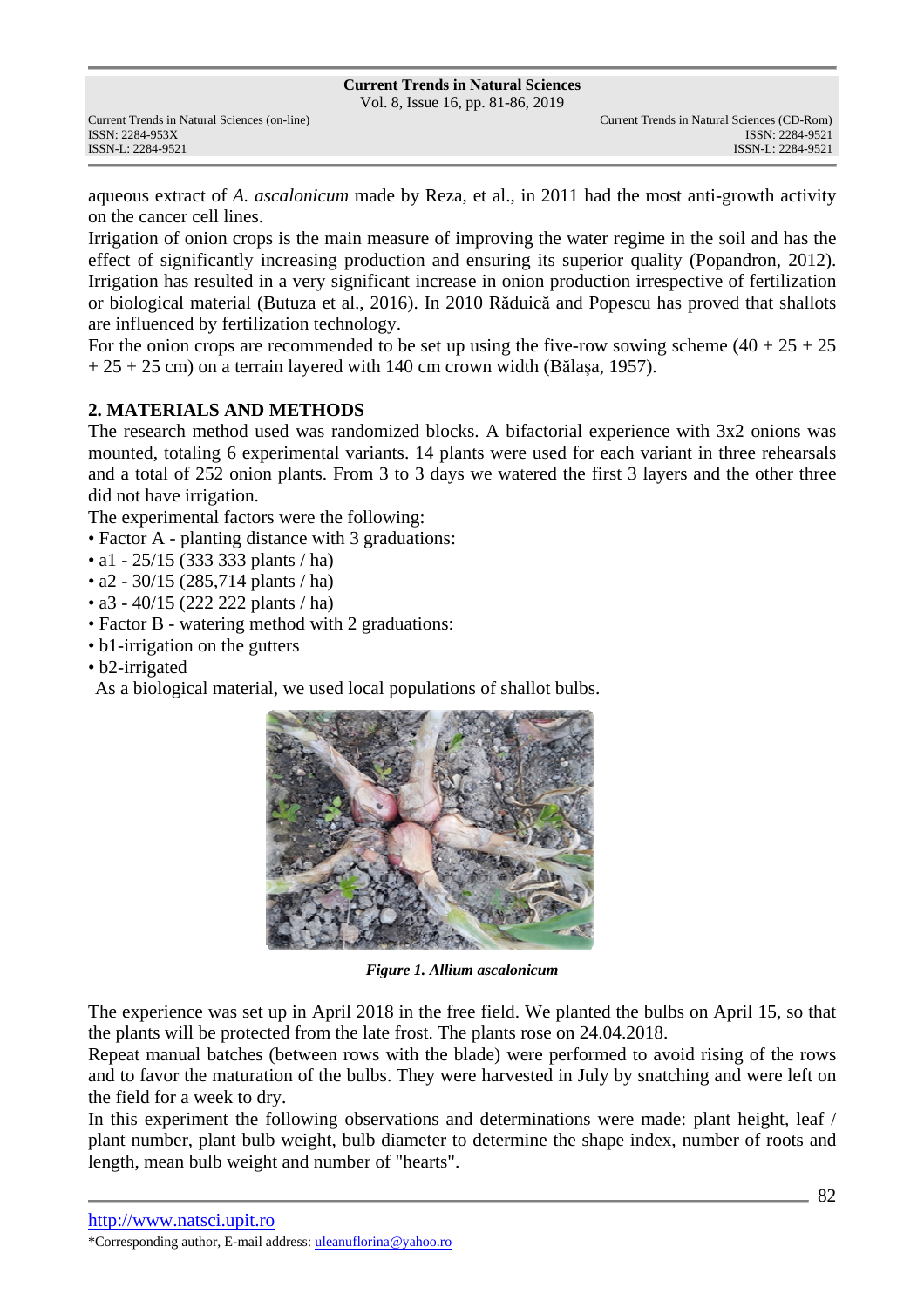aqueous extract of *A. ascalonicum* made by Reza, et al., in 2011 had the most anti-growth activity on the cancer cell lines.

Irrigation of onion crops is the main measure of improving the water regime in the soil and has the effect of significantly increasing production and ensuring its superior quality (Popandron, 2012). Irrigation has resulted in a very significant increase in onion production irrespective of fertilization or biological material (Butuza et al., 2016). In 2010 Răduică and Popescu has proved that shallots are influenced by fertilization technology.

For the onion crops are recommended to be set up using the five-row sowing scheme (40 + 25 + 25 + 25 + 25 cm) on a terrain layered with 140 cm crown width (Bălașa, 1957).

## 2. MATERIALS AND METHODS

The research method used was randomized blocks. A bifactorial experience with 3x2 onions was mounted, totaling 6 experimental variants. 14 plants were used for each variant in three rehearsals and a total of 252 onion plants. From 3 to 3 days we watered the first 3 layers and the other three did not have irrigation.

The experimental factors were the following:

- Factor A - planting distance with 3 graduations:
- a1 - 25/15 (333 333 plants / ha)
- a2 - 30/15 (285,714 plants / ha)
- a3 - 40/15 (222 222 plants / ha)
- Factor B - watering method with 2 graduations:
- b1-irrigation on the gutters
- b2-irrigated

As a biological material, we used local populations of shallot bulbs.

***Figure 1. Allium ascalonicum***

The experience was set up in April 2018 in the free field. We planted the bulbs on April 15, so that the plants will be protected from the late frost. The plants rose on 24.04.2018.

Repeat manual batches (between rows with the blade) were performed to avoid rising of the rows and to favor the maturation of the bulbs. They were harvested in July by snatching and were left on the field for a week to dry.

In this experiment the following observations and determinations were made: plant height, leaf / plant number, plant bulb weight, bulb diameter to determine the shape index, number of roots and length, mean bulb weight and number of "hearts".

http://www.natsci.upit.ro

*Corresponding author, E-mail address: uleanuflorina@yahoo.ro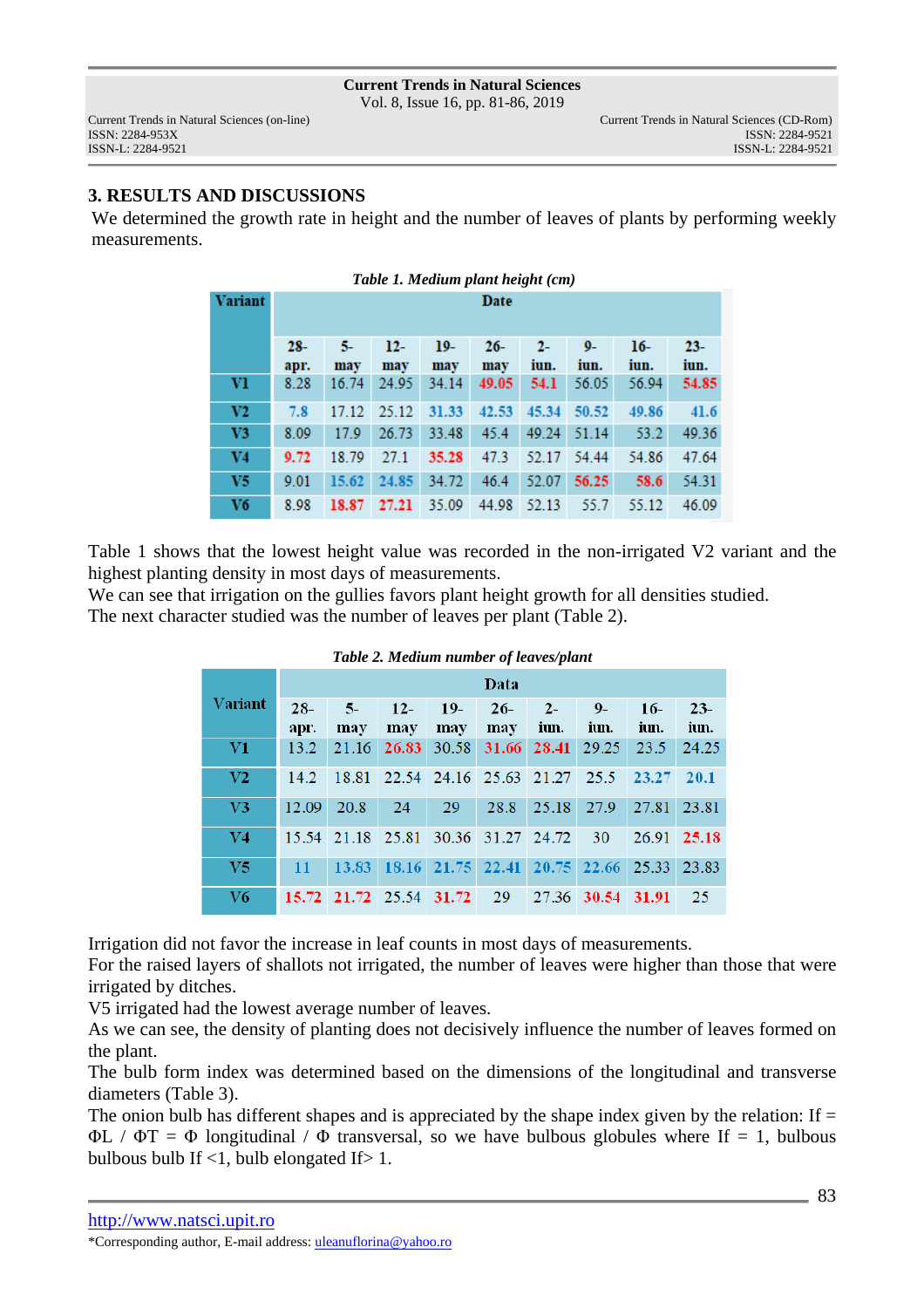## 3. RESULTS AND DISCUSSIONS

We determined the growth rate in height and the number of leaves of plants by performing weekly measurements.

*Table 1. Medium plant height (cm)*

| Variant | Date | | | | | | | | |
|---|---|---|---|---|---|---|---|---|---|
| | 28-apr. | 5-may | 12-may | 19-may | 26-may | 2-iun. | 9-iun. | 16-iun. | 23-iun. |
| V1 | 8.28 | 16.74 | 24.95 | 34.14 | 49.05 | 54.1 | 56.05 | 56.94 | 54.85 |
| V2 | 7.8 | 17.12 | 25.12 | 31.33 | 42.53 | 45.34 | 50.52 | 49.86 | 41.6 |
| V3 | 8.09 | 17.9 | 26.73 | 33.48 | 45.4 | 49.24 | 51.14 | 53.2 | 49.36 |
| V4 | 9.72 | 18.79 | 27.1 | 35.28 | 47.3 | 52.17 | 54.44 | 54.86 | 47.64 |
| V5 | 9.01 | 15.62 | 24.85 | 34.72 | 46.4 | 52.07 | 56.25 | 58.6 | 54.31 |
| V6 | 8.98 | 18.87 | 27.21 | 35.09 | 44.98 | 52.13 | 55.7 | 55.12 | 46.09 |

Table 1 shows that the lowest height value was recorded in the non-irrigated V2 variant and the highest planting density in most days of measurements.
We can see that irrigation on the gullies favors plant height growth for all densities studied.
The next character studied was the number of leaves per plant (Table 2).

*Table 2. Medium number of leaves/plant*

| Variant | Data | | | | | | | | |
|---|---|---|---|---|---|---|---|---|---|
| | 28-apr. | 5-may | 12-may | 19-may | 26-may | 2-iun. | 9-iun. | 16-iun. | 23-iun. |
| V1 | 13.2 | 21.16 | 26.83 | 30.58 | 31.66 | 28.41 | 29.25 | 23.5 | 24.25 |
| V2 | 14.2 | 18.81 | 22.54 | 24.16 | 25.63 | 21.27 | 25.5 | 23.27 | 20.1 |
| V3 | 12.09 | 20.8 | 24 | 29 | 28.8 | 25.18 | 27.9 | 27.81 | 23.81 |
| V4 | 15.54 | 21.18 | 25.81 | 30.36 | 31.27 | 24.72 | 30 | 26.91 | 25.18 |
| V5 | 11 | 13.83 | 18.16 | 21.75 | 22.41 | 20.75 | 22.66 | 25.33 | 23.83 |
| V6 | 15.72 | 21.72 | 25.54 | 31.72 | 29 | 27.36 | 30.54 | 31.91 | 25 |

Irrigation did not favor the increase in leaf counts in most days of measurements.
For the raised layers of shallots not irrigated, the number of leaves were higher than those that were irrigated by ditches.
V5 irrigated had the lowest average number of leaves.
As we can see, the density of planting does not decisively influence the number of leaves formed on the plant.
The bulb form index was determined based on the dimensions of the longitudinal and transverse diameters (Table 3).
The onion bulb has different shapes and is appreciated by the shape index given by the relation: If = ΦL / ΦT = Φ longitudinal / Φ transversal, so we have bulbous globules where If = 1, bulbous bulbous bulb If <1, bulb elongated If> 1.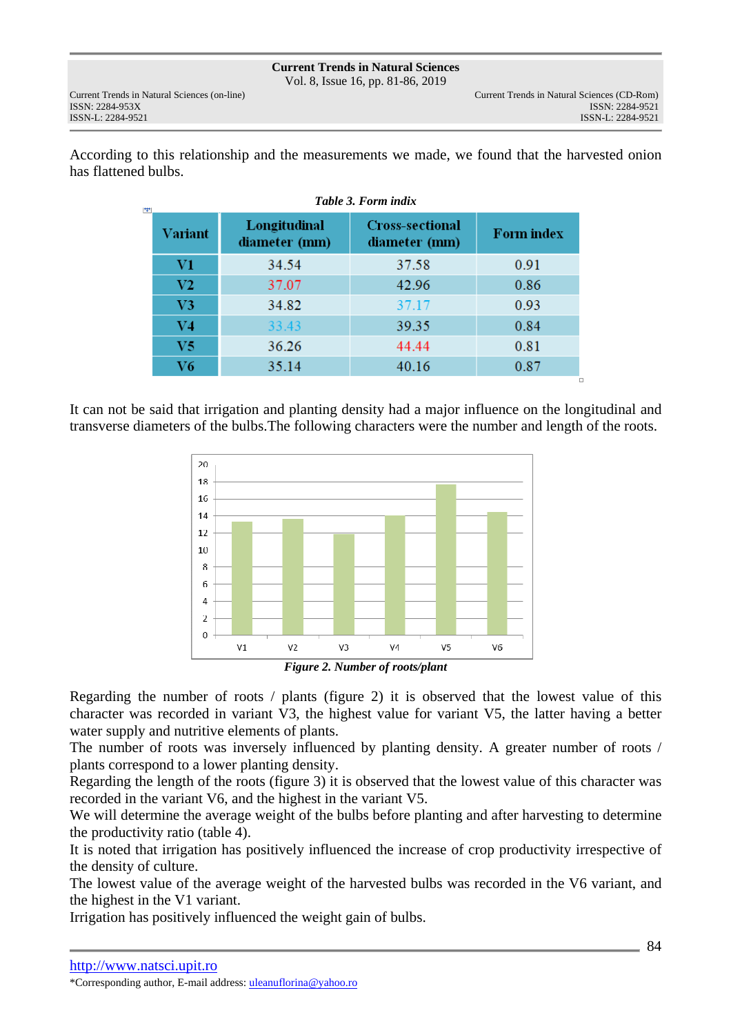According to this relationship and the measurements we made, we found that the harvested onion has flattened bulbs.

***Table 3. Form indix***

| Variant | Longitudinal diameter (mm) | Cross-sectional diameter (mm) | Form index |
|---|---|---|---|
| V1 | 34.54 | 37.58 | 0.91 |
| V2 | 37.07 | 42.96 | 0.86 |
| V3 | 34.82 | 37.17 | 0.93 |
| V4 | 33.43 | 39.35 | 0.84 |
| V5 | 36.26 | 44.44 | 0.81 |
| V6 | 35.14 | 40.16 | 0.87 |

It can not be said that irrigation and planting density had a major influence on the longitudinal and transverse diameters of the bulbs.The following characters were the number and length of the roots.

***Figure 2. Number of roots/plant***

Regarding the number of roots / plants (figure 2) it is observed that the lowest value of this character was recorded in variant V3, the highest value for variant V5, the latter having a better water supply and nutritive elements of plants.

The number of roots was inversely influenced by planting density. A greater number of roots / plants correspond to a lower planting density.

Regarding the length of the roots (figure 3) it is observed that the lowest value of this character was recorded in the variant V6, and the highest in the variant V5.

We will determine the average weight of the bulbs before planting and after harvesting to determine the productivity ratio (table 4).

It is noted that irrigation has positively influenced the increase of crop productivity irrespective of the density of culture.

The lowest value of the average weight of the harvested bulbs was recorded in the V6 variant, and the highest in the V1 variant.

Irrigation has positively influenced the weight gain of bulbs.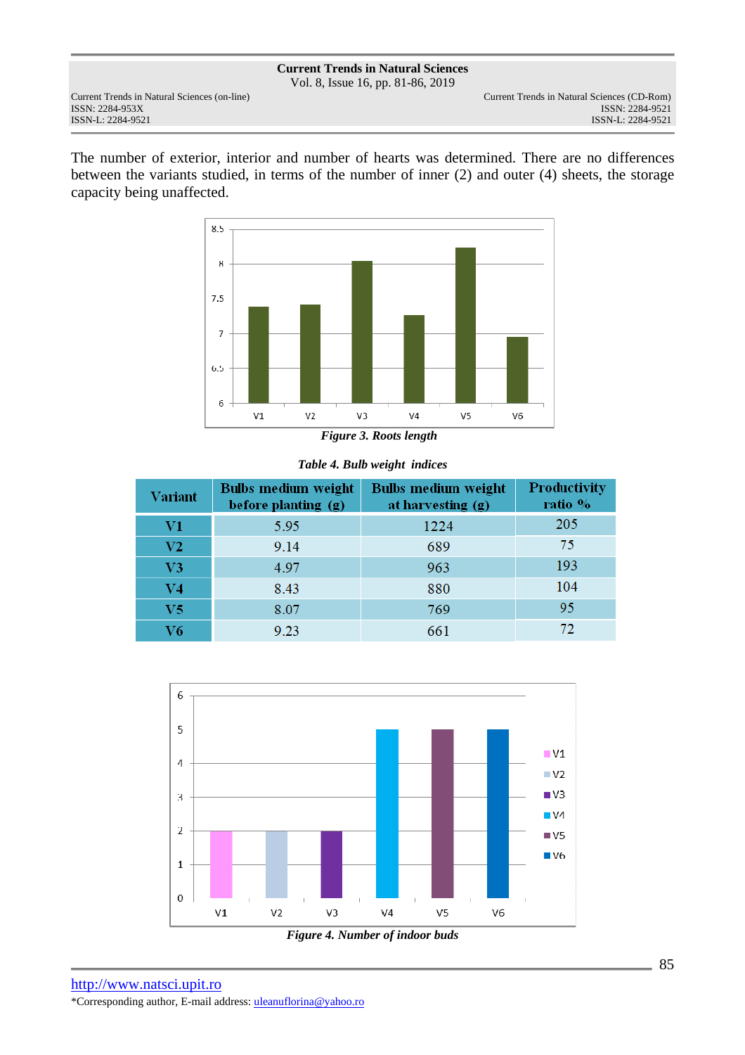The number of exterior, interior and number of hearts was determined. There are no differences between the variants studied, in terms of the number of inner (2) and outer (4) sheets, the storage capacity being unaffected.

*Figure 3. Roots length*

*Table 4. Bulb weight indices*

| Variant | Bulbs medium weight before planting (g) | Bulbs medium weight at harvesting (g) | Productivity ratio % |
|---|---|---|---|
| V1 | 5.95 | 1224 | 205 |
| V2 | 9.14 | 689 | 75 |
| V3 | 4.97 | 963 | 193 |
| V4 | 8.43 | 880 | 104 |
| V5 | 8.07 | 769 | 95 |
| V6 | 9.23 | 661 | 72 |

*Figure 4. Number of indoor buds*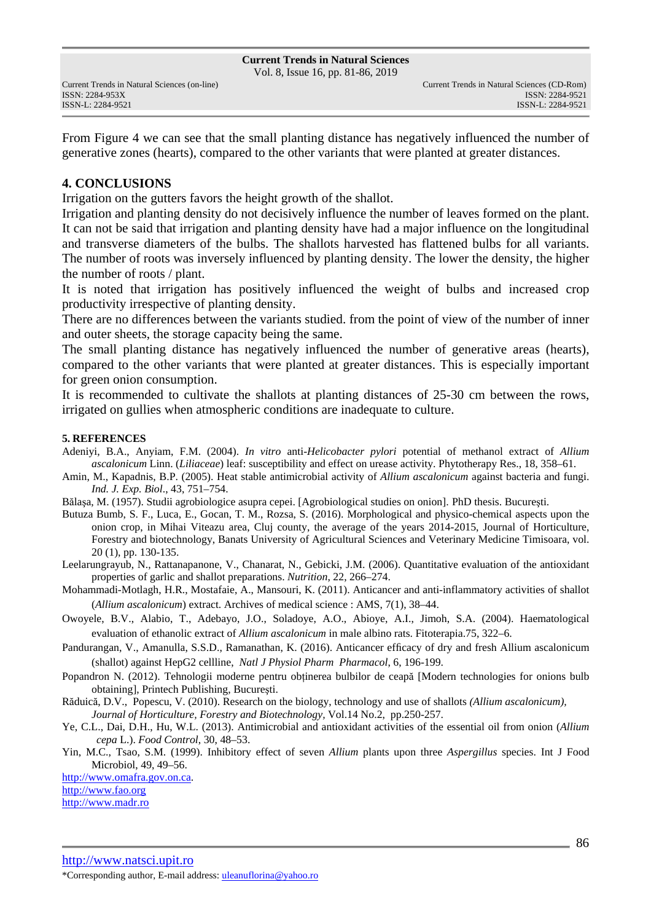From Figure 4 we can see that the small planting distance has negatively influenced the number of generative zones (hearts), compared to the other variants that were planted at greater distances.

## 4. CONCLUSIONS

Irrigation on the gutters favors the height growth of the shallot.

Irrigation and planting density do not decisively influence the number of leaves formed on the plant. It can not be said that irrigation and planting density have had a major influence on the longitudinal and transverse diameters of the bulbs. The shallots harvested has flattened bulbs for all variants. The number of roots was inversely influenced by planting density. The lower the density, the higher the number of roots / plant.

It is noted that irrigation has positively influenced the weight of bulbs and increased crop productivity irrespective of planting density.

There are no differences between the variants studied. from the point of view of the number of inner and outer sheets, the storage capacity being the same.

The small planting distance has negatively influenced the number of generative areas (hearts), compared to the other variants that were planted at greater distances. This is especially important for green onion consumption.

It is recommended to cultivate the shallots at planting distances of 25-30 cm between the rows, irrigated on gullies when atmospheric conditions are inadequate to culture.

## 5. REFERENCES

Adeniyi, B.A., Anyiam, F.M. (2004). *In vitro* anti-*Helicobacter pylori* potential of methanol extract of *Allium ascalonicum* Linn. (*Liliaceae*) leaf: susceptibility and effect on urease activity. Phytotherapy Res., 18, 358–61.

Amin, M., Kapadnis, B.P. (2005). Heat stable antimicrobial activity of *Allium ascalonicum* against bacteria and fungi. *Ind. J. Exp. Biol*., 43, 751–754.

Bălașa, M. (1957). Studii agrobiologice asupra cepei. [Agrobiological studies on onion]. PhD thesis. București.

Butuza Bumb, S. F., Luca, E., Gocan, T. M., Rozsa, S. (2016). Morphological and physico-chemical aspects upon the onion crop, in Mihai Viteazu area, Cluj county, the average of the years 2014-2015, Journal of Horticulture, Forestry and biotechnology, Banats University of Agricultural Sciences and Veterinary Medicine Timisoara, vol. 20 (1), pp. 130-135.

Leelarungrayub, N., Rattanapanone, V., Chanarat, N., Gebicki, J.M. (2006). Quantitative evaluation of the antioxidant properties of garlic and shallot preparations. *Nutrition*, 22, 266–274.

Mohammadi-Motlagh, H.R., Mostafaie, A., Mansouri, K. (2011). Anticancer and anti-inflammatory activities of shallot (*Allium ascalonicum*) extract. Archives of medical science : AMS, 7(1), 38–44.

Owoyele, B.V., Alabio, T., Adebayo, J.O., Soladoye, A.O., Abioye, A.I., Jimoh, S.A. (2004). Haematological evaluation of ethanolic extract of *Allium ascalonicum* in male albino rats. Fitoterapia.75, 322–6.

Pandurangan, V., Amanulla, S.S.D., Ramanathan, K. (2016). Anticancer efficacy of dry and fresh Allium ascalonicum (shallot) against HepG2 cellline, *Natl J Physiol Pharm Pharmacol*, 6, 196-199.

Popandron N. (2012). Tehnologii moderne pentru obținerea bulbilor de ceapă [Modern technologies for onions bulb obtaining], Printech Publishing, București.

Răduică, D.V., Popescu, V. (2010). Research on the biology, technology and use of shallots *(Allium ascalonicum)*, *Journal of Horticulture, Forestry and Biotechnology,* Vol.14 No.2, pp.250-257.

Ye, C.L., Dai, D.H., Hu, W.L. (2013). Antimicrobial and antioxidant activities of the essential oil from onion (*Allium cepa* L.). *Food Control*, 30, 48–53.

Yin, M.C., Tsao, S.M. (1999). Inhibitory effect of seven *Allium* plants upon three *Aspergillus* species. Int J Food Microbiol, 49, 49–56.

http://www.omafra.gov.on.ca.

http://www.fao.org

http://www.madr.ro

*Corresponding author, E-mail address: uleanuflorina@yahoo.ro